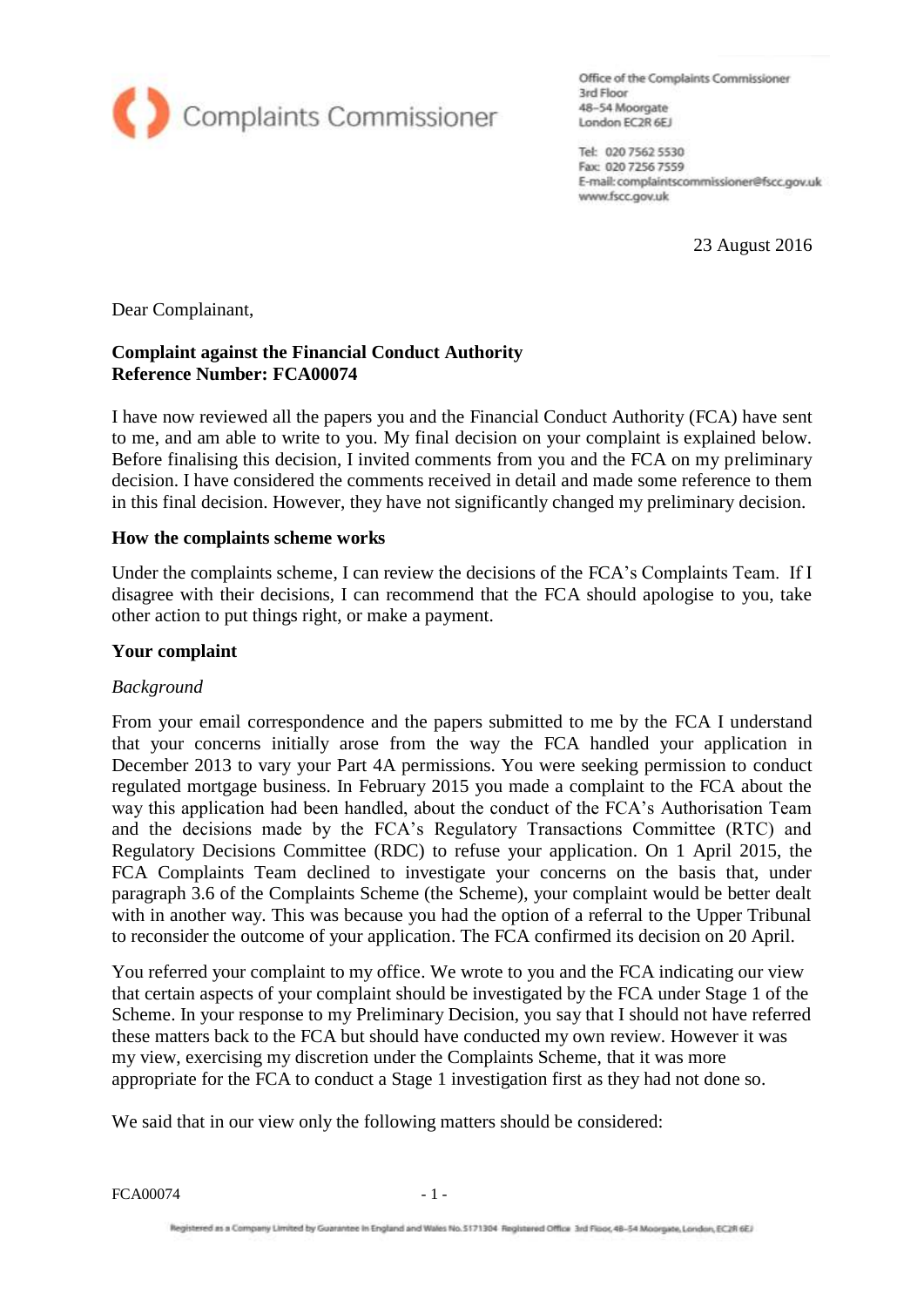Complaints Commissioner

Office of the Complaints Commissioner
3rd Floor
48–54 Moorgate
London EC2R 6EJ

Tel: 020 7562 5530
Fax: 020 7256 7559
E-mail: complaintscommissioner@fscc.gov.uk
www.fscc.gov.uk

23 August 2016

Dear Complainant,

**Complaint against the Financial Conduct Authority**
**Reference Number: FCA00074**

I have now reviewed all the papers you and the Financial Conduct Authority (FCA) have sent to me, and am able to write to you. My final decision on your complaint is explained below. Before finalising this decision, I invited comments from you and the FCA on my preliminary decision. I have considered the comments received in detail and made some reference to them in this final decision. However, they have not significantly changed my preliminary decision.

**How the complaints scheme works**

Under the complaints scheme, I can review the decisions of the FCA's Complaints Team. If I disagree with their decisions, I can recommend that the FCA should apologise to you, take other action to put things right, or make a payment.

**Your complaint**

*Background*

From your email correspondence and the papers submitted to me by the FCA I understand that your concerns initially arose from the way the FCA handled your application in December 2013 to vary your Part 4A permissions. You were seeking permission to conduct regulated mortgage business. In February 2015 you made a complaint to the FCA about the way this application had been handled, about the conduct of the FCA's Authorisation Team and the decisions made by the FCA's Regulatory Transactions Committee (RTC) and Regulatory Decisions Committee (RDC) to refuse your application. On 1 April 2015, the FCA Complaints Team declined to investigate your concerns on the basis that, under paragraph 3.6 of the Complaints Scheme (the Scheme), your complaint would be better dealt with in another way. This was because you had the option of a referral to the Upper Tribunal to reconsider the outcome of your application. The FCA confirmed its decision on 20 April.

You referred your complaint to my office. We wrote to you and the FCA indicating our view that certain aspects of your complaint should be investigated by the FCA under Stage 1 of the Scheme. In your response to my Preliminary Decision, you say that I should not have referred these matters back to the FCA but should have conducted my own review. However it was my view, exercising my discretion under the Complaints Scheme, that it was more appropriate for the FCA to conduct a Stage 1 investigation first as they had not done so.

We said that in our view only the following matters should be considered: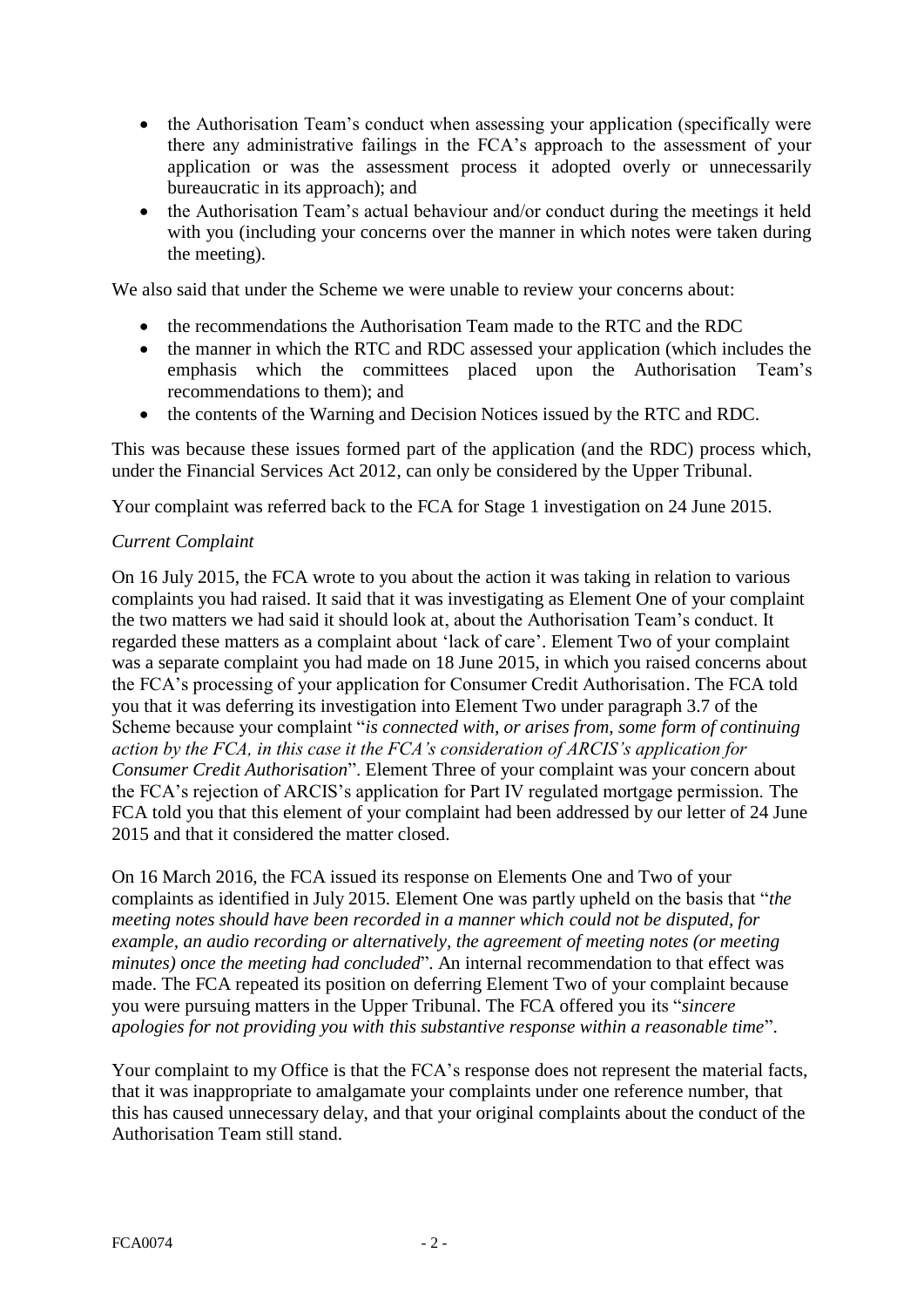- the Authorisation Team's conduct when assessing your application (specifically were there any administrative failings in the FCA's approach to the assessment of your application or was the assessment process it adopted overly or unnecessarily bureaucratic in its approach); and
- the Authorisation Team's actual behaviour and/or conduct during the meetings it held with you (including your concerns over the manner in which notes were taken during the meeting).

We also said that under the Scheme we were unable to review your concerns about:

- the recommendations the Authorisation Team made to the RTC and the RDC
- the manner in which the RTC and RDC assessed your application (which includes the emphasis which the committees placed upon the Authorisation Team's recommendations to them); and
- the contents of the Warning and Decision Notices issued by the RTC and RDC.

This was because these issues formed part of the application (and the RDC) process which, under the Financial Services Act 2012, can only be considered by the Upper Tribunal.

Your complaint was referred back to the FCA for Stage 1 investigation on 24 June 2015.

*Current Complaint*

On 16 July 2015, the FCA wrote to you about the action it was taking in relation to various complaints you had raised. It said that it was investigating as Element One of your complaint the two matters we had said it should look at, about the Authorisation Team's conduct. It regarded these matters as a complaint about 'lack of care'. Element Two of your complaint was a separate complaint you had made on 18 June 2015, in which you raised concerns about the FCA's processing of your application for Consumer Credit Authorisation. The FCA told you that it was deferring its investigation into Element Two under paragraph 3.7 of the Scheme because your complaint "*is connected with, or arises from, some form of continuing action by the FCA, in this case it the FCA's consideration of ARCIS's application for Consumer Credit Authorisation*". Element Three of your complaint was your concern about the FCA's rejection of ARCIS's application for Part IV regulated mortgage permission. The FCA told you that this element of your complaint had been addressed by our letter of 24 June 2015 and that it considered the matter closed.

On 16 March 2016, the FCA issued its response on Elements One and Two of your complaints as identified in July 2015. Element One was partly upheld on the basis that "*the meeting notes should have been recorded in a manner which could not be disputed, for example, an audio recording or alternatively, the agreement of meeting notes (or meeting minutes) once the meeting had concluded*". An internal recommendation to that effect was made. The FCA repeated its position on deferring Element Two of your complaint because you were pursuing matters in the Upper Tribunal. The FCA offered you its "*sincere apologies for not providing you with this substantive response within a reasonable time*".

Your complaint to my Office is that the FCA's response does not represent the material facts, that it was inappropriate to amalgamate your complaints under one reference number, that this has caused unnecessary delay, and that your original complaints about the conduct of the Authorisation Team still stand.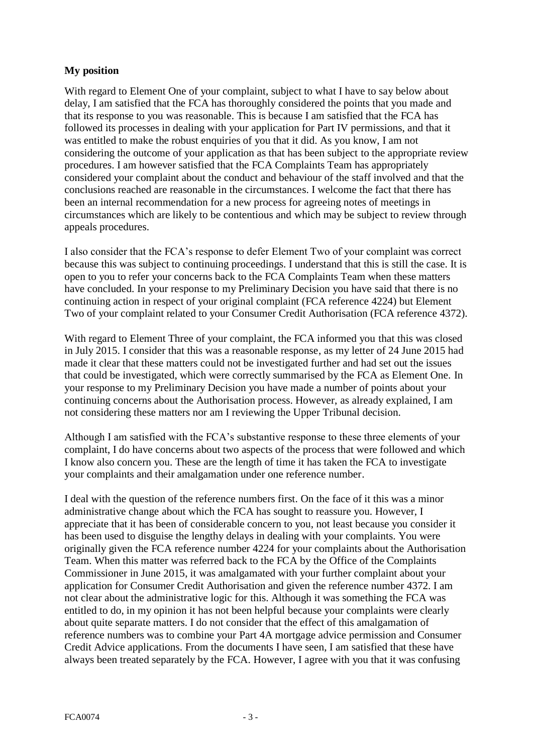**My position**

With regard to Element One of your complaint, subject to what I have to say below about delay, I am satisfied that the FCA has thoroughly considered the points that you made and that its response to you was reasonable. This is because I am satisfied that the FCA has followed its processes in dealing with your application for Part IV permissions, and that it was entitled to make the robust enquiries of you that it did. As you know, I am not considering the outcome of your application as that has been subject to the appropriate review procedures. I am however satisfied that the FCA Complaints Team has appropriately considered your complaint about the conduct and behaviour of the staff involved and that the conclusions reached are reasonable in the circumstances. I welcome the fact that there has been an internal recommendation for a new process for agreeing notes of meetings in circumstances which are likely to be contentious and which may be subject to review through appeals procedures.

I also consider that the FCA's response to defer Element Two of your complaint was correct because this was subject to continuing proceedings. I understand that this is still the case. It is open to you to refer your concerns back to the FCA Complaints Team when these matters have concluded. In your response to my Preliminary Decision you have said that there is no continuing action in respect of your original complaint (FCA reference 4224) but Element Two of your complaint related to your Consumer Credit Authorisation (FCA reference 4372).

With regard to Element Three of your complaint, the FCA informed you that this was closed in July 2015. I consider that this was a reasonable response, as my letter of 24 June 2015 had made it clear that these matters could not be investigated further and had set out the issues that could be investigated, which were correctly summarised by the FCA as Element One. In your response to my Preliminary Decision you have made a number of points about your continuing concerns about the Authorisation process. However, as already explained, I am not considering these matters nor am I reviewing the Upper Tribunal decision.

Although I am satisfied with the FCA's substantive response to these three elements of your complaint, I do have concerns about two aspects of the process that were followed and which I know also concern you. These are the length of time it has taken the FCA to investigate your complaints and their amalgamation under one reference number.

I deal with the question of the reference numbers first. On the face of it this was a minor administrative change about which the FCA has sought to reassure you. However, I appreciate that it has been of considerable concern to you, not least because you consider it has been used to disguise the lengthy delays in dealing with your complaints. You were originally given the FCA reference number 4224 for your complaints about the Authorisation Team. When this matter was referred back to the FCA by the Office of the Complaints Commissioner in June 2015, it was amalgamated with your further complaint about your application for Consumer Credit Authorisation and given the reference number 4372. I am not clear about the administrative logic for this. Although it was something the FCA was entitled to do, in my opinion it has not been helpful because your complaints were clearly about quite separate matters. I do not consider that the effect of this amalgamation of reference numbers was to combine your Part 4A mortgage advice permission and Consumer Credit Advice applications. From the documents I have seen, I am satisfied that these have always been treated separately by the FCA. However, I agree with you that it was confusing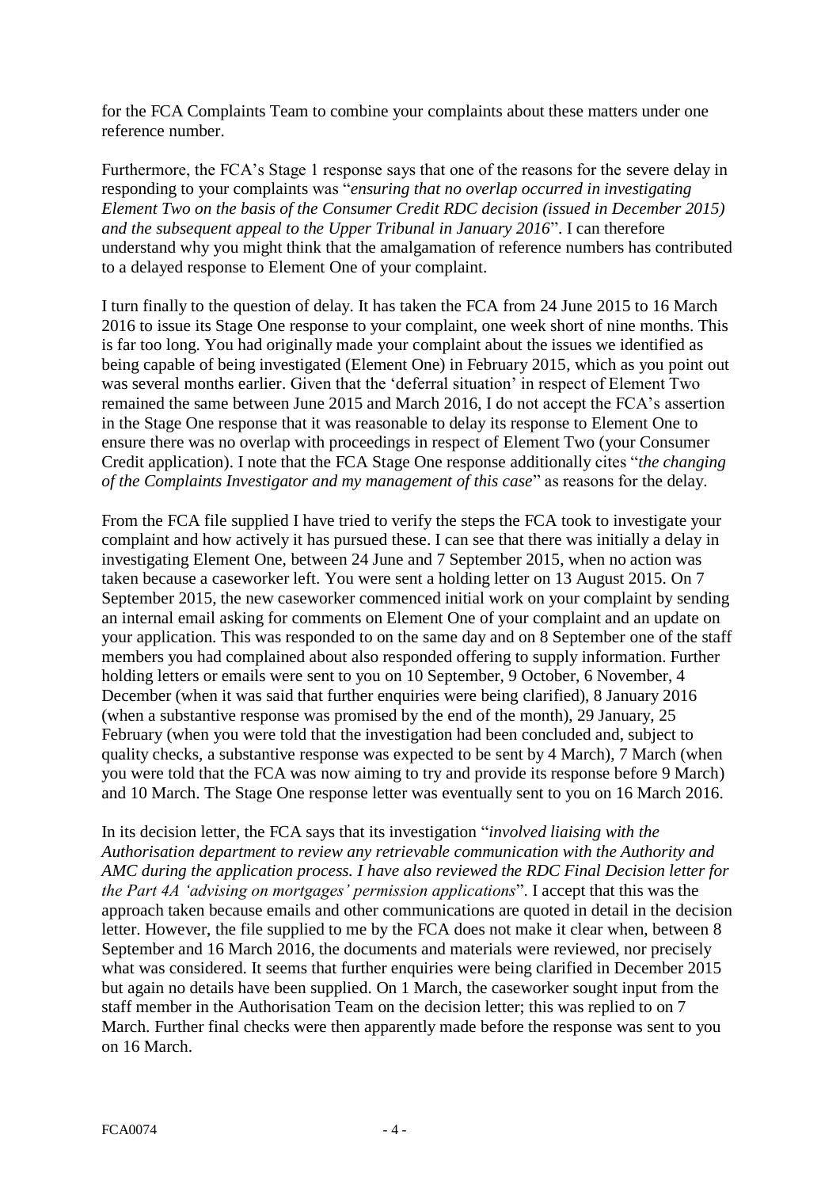for the FCA Complaints Team to combine your complaints about these matters under one reference number.

Furthermore, the FCA's Stage 1 response says that one of the reasons for the severe delay in responding to your complaints was "*ensuring that no overlap occurred in investigating Element Two on the basis of the Consumer Credit RDC decision (issued in December 2015) and the subsequent appeal to the Upper Tribunal in January 2016*". I can therefore understand why you might think that the amalgamation of reference numbers has contributed to a delayed response to Element One of your complaint.

I turn finally to the question of delay. It has taken the FCA from 24 June 2015 to 16 March 2016 to issue its Stage One response to your complaint, one week short of nine months. This is far too long. You had originally made your complaint about the issues we identified as being capable of being investigated (Element One) in February 2015, which as you point out was several months earlier. Given that the 'deferral situation' in respect of Element Two remained the same between June 2015 and March 2016, I do not accept the FCA's assertion in the Stage One response that it was reasonable to delay its response to Element One to ensure there was no overlap with proceedings in respect of Element Two (your Consumer Credit application). I note that the FCA Stage One response additionally cites "*the changing of the Complaints Investigator and my management of this case*" as reasons for the delay.

From the FCA file supplied I have tried to verify the steps the FCA took to investigate your complaint and how actively it has pursued these. I can see that there was initially a delay in investigating Element One, between 24 June and 7 September 2015, when no action was taken because a caseworker left. You were sent a holding letter on 13 August 2015. On 7 September 2015, the new caseworker commenced initial work on your complaint by sending an internal email asking for comments on Element One of your complaint and an update on your application. This was responded to on the same day and on 8 September one of the staff members you had complained about also responded offering to supply information. Further holding letters or emails were sent to you on 10 September, 9 October, 6 November, 4 December (when it was said that further enquiries were being clarified), 8 January 2016 (when a substantive response was promised by the end of the month), 29 January, 25 February (when you were told that the investigation had been concluded and, subject to quality checks, a substantive response was expected to be sent by 4 March), 7 March (when you were told that the FCA was now aiming to try and provide its response before 9 March) and 10 March. The Stage One response letter was eventually sent to you on 16 March 2016.

In its decision letter, the FCA says that its investigation "*involved liaising with the Authorisation department to review any retrievable communication with the Authority and AMC during the application process. I have also reviewed the RDC Final Decision letter for the Part 4A 'advising on mortgages' permission applications*". I accept that this was the approach taken because emails and other communications are quoted in detail in the decision letter. However, the file supplied to me by the FCA does not make it clear when, between 8 September and 16 March 2016, the documents and materials were reviewed, nor precisely what was considered. It seems that further enquiries were being clarified in December 2015 but again no details have been supplied. On 1 March, the caseworker sought input from the staff member in the Authorisation Team on the decision letter; this was replied to on 7 March. Further final checks were then apparently made before the response was sent to you on 16 March.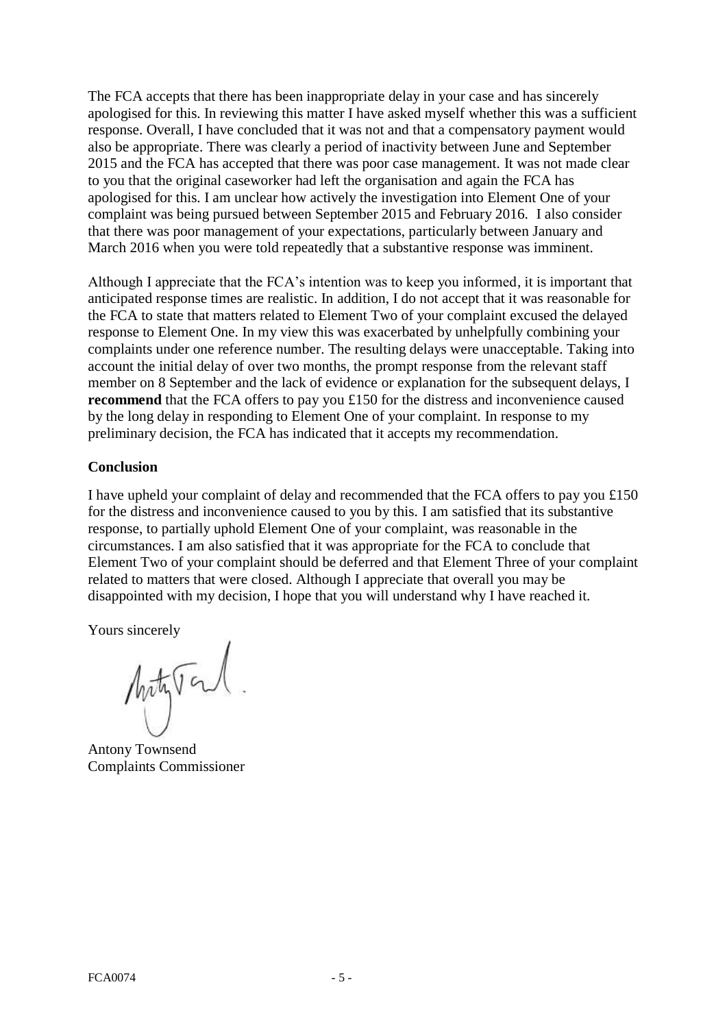The FCA accepts that there has been inappropriate delay in your case and has sincerely apologised for this. In reviewing this matter I have asked myself whether this was a sufficient response. Overall, I have concluded that it was not and that a compensatory payment would also be appropriate. There was clearly a period of inactivity between June and September 2015 and the FCA has accepted that there was poor case management. It was not made clear to you that the original caseworker had left the organisation and again the FCA has apologised for this. I am unclear how actively the investigation into Element One of your complaint was being pursued between September 2015 and February 2016. I also consider that there was poor management of your expectations, particularly between January and March 2016 when you were told repeatedly that a substantive response was imminent.

Although I appreciate that the FCA's intention was to keep you informed, it is important that anticipated response times are realistic. In addition, I do not accept that it was reasonable for the FCA to state that matters related to Element Two of your complaint excused the delayed response to Element One. In my view this was exacerbated by unhelpfully combining your complaints under one reference number. The resulting delays were unacceptable. Taking into account the initial delay of over two months, the prompt response from the relevant staff member on 8 September and the lack of evidence or explanation for the subsequent delays, I **recommend** that the FCA offers to pay you £150 for the distress and inconvenience caused by the long delay in responding to Element One of your complaint. In response to my preliminary decision, the FCA has indicated that it accepts my recommendation.

**Conclusion**

I have upheld your complaint of delay and recommended that the FCA offers to pay you £150 for the distress and inconvenience caused to you by this. I am satisfied that its substantive response, to partially uphold Element One of your complaint, was reasonable in the circumstances. I am also satisfied that it was appropriate for the FCA to conclude that Element Two of your complaint should be deferred and that Element Three of your complaint related to matters that were closed. Although I appreciate that overall you may be disappointed with my decision, I hope that you will understand why I have reached it.

Yours sincerely

Antony Townsend
Complaints Commissioner

FCA0074